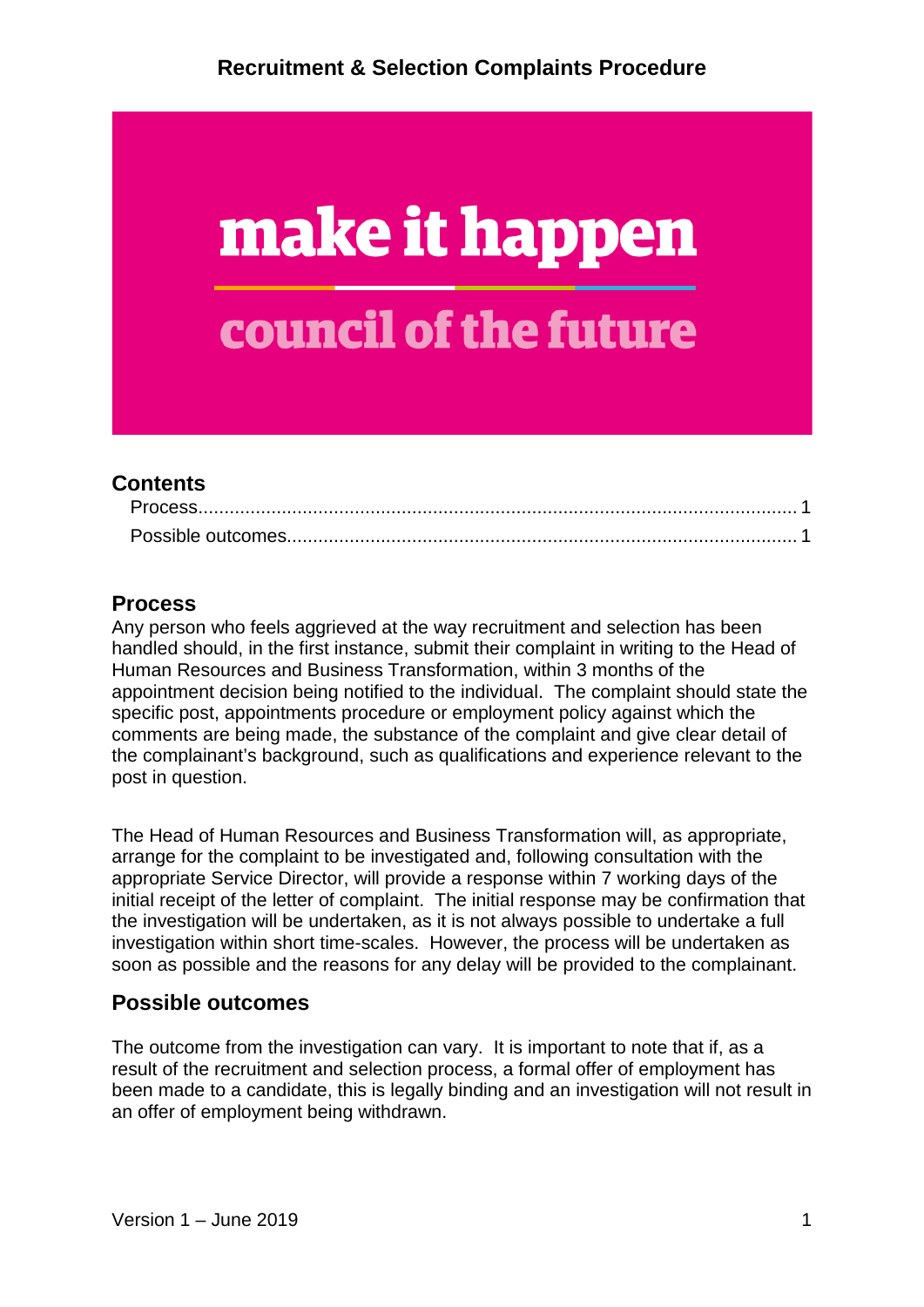# Recruitment & Selection Complaints Procedure

make it happen

council of the future

## Contents

Process........................................................................................................... 1
Possible outcomes........................................................................................... 1

## Process

Any person who feels aggrieved at the way recruitment and selection has been handled should, in the first instance, submit their complaint in writing to the Head of Human Resources and Business Transformation, within 3 months of the appointment decision being notified to the individual. The complaint should state the specific post, appointments procedure or employment policy against which the comments are being made, the substance of the complaint and give clear detail of the complainant's background, such as qualifications and experience relevant to the post in question.

The Head of Human Resources and Business Transformation will, as appropriate, arrange for the complaint to be investigated and, following consultation with the appropriate Service Director, will provide a response within 7 working days of the initial receipt of the letter of complaint. The initial response may be confirmation that the investigation will be undertaken, as it is not always possible to undertake a full investigation within short time-scales. However, the process will be undertaken as soon as possible and the reasons for any delay will be provided to the complainant.

## Possible outcomes

The outcome from the investigation can vary. It is important to note that if, as a result of the recruitment and selection process, a formal offer of employment has been made to a candidate, this is legally binding and an investigation will not result in an offer of employment being withdrawn.

Version 1 – June 2019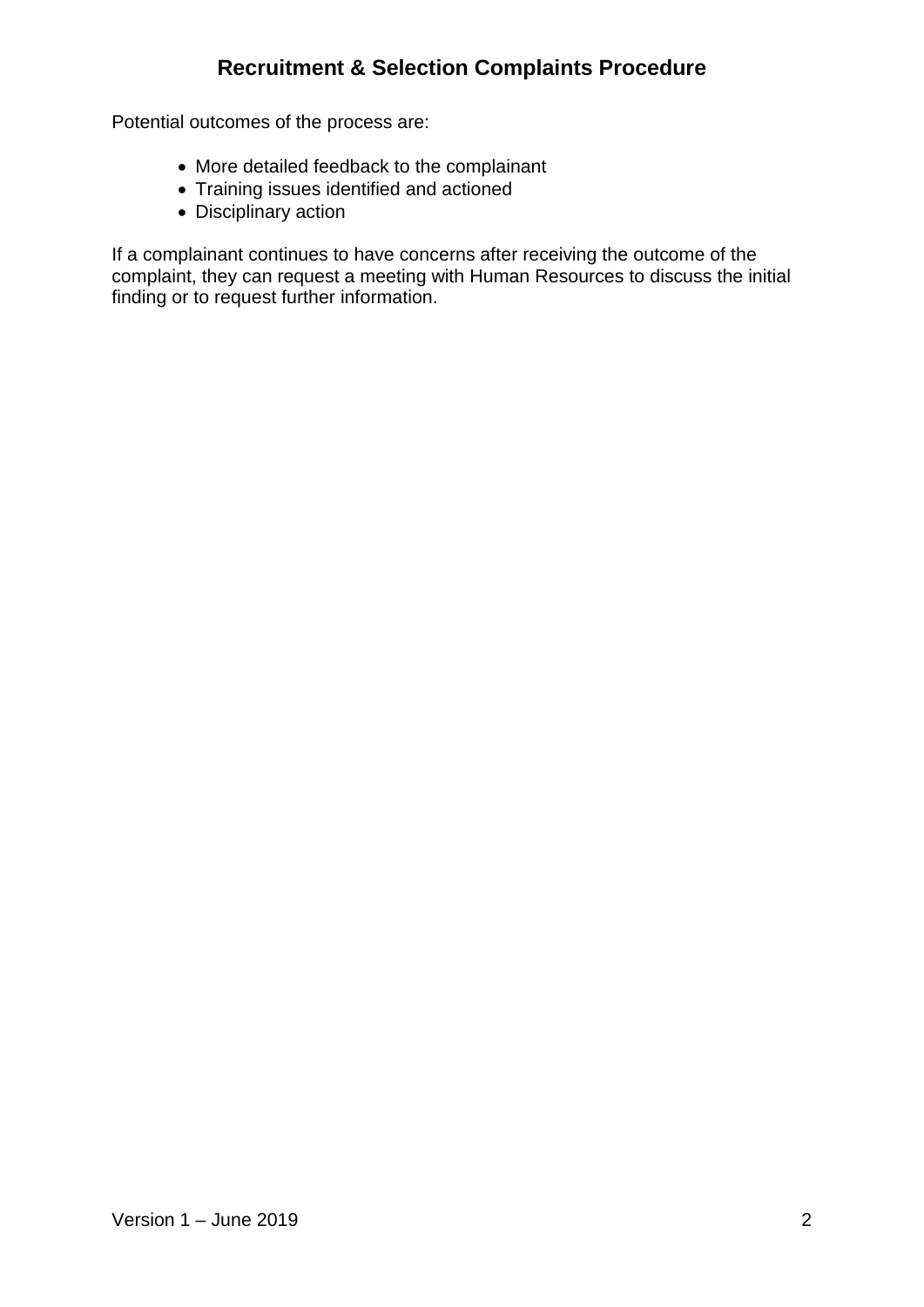Potential outcomes of the process are:

- More detailed feedback to the complainant
- Training issues identified and actioned
- Disciplinary action

If a complainant continues to have concerns after receiving the outcome of the complaint, they can request a meeting with Human Resources to discuss the initial finding or to request further information.